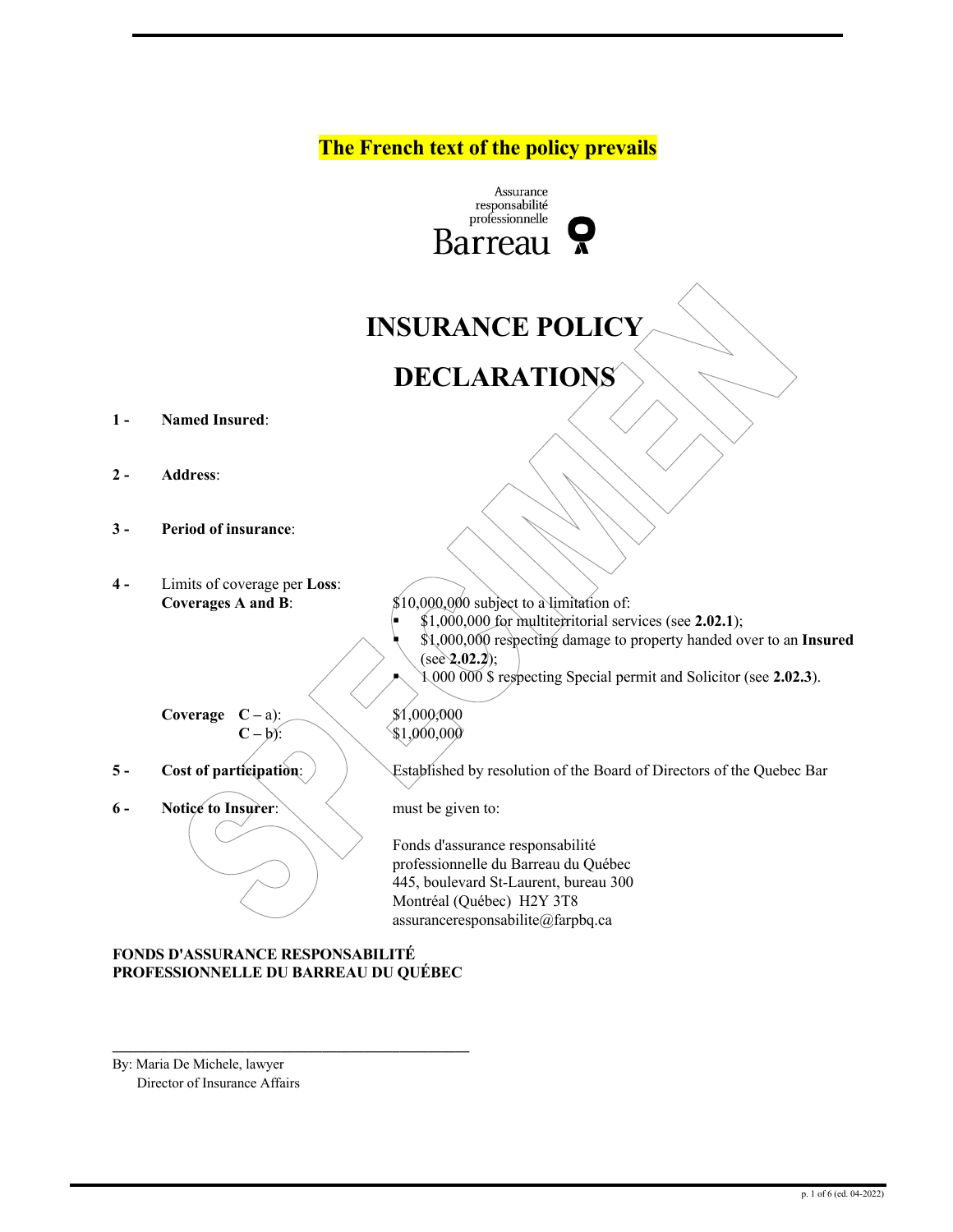**The French text of the policy prevails**

Assurance responsabilité professionnelle Barreau

# INSURANCE POLICY

# DECLARATIONS

**1 - Named Insured**:

**2 - Address**:

**3 - Period of insurance**:

**4 -** Limits of coverage per **Loss**:

**Coverages A and B**: $10,000,000 subject to a limitation of:

- $1,000,000 for multiterritorial services (see **2.02.1**);
- $1,000,000 respecting damage to property handed over to an **Insured** (see **2.02.2**);
- 1 000 000 $ respecting Special permit and Solicitor (see **2.02.3**).

**Coverage** **C** – a): $1,000,000
**C** – b): $1,000,000

**5 - Cost of participation**: Established by resolution of the Board of Directors of the Quebec Bar

**6 - Notice to Insurer**: must be given to:

Fonds d'assurance responsabilité professionnelle du Barreau du Québec
445, boulevard St-Laurent, bureau 300
Montréal (Québec) H2Y 3T8
assuranceresponsabilite@farpbq.ca

**FONDS D'ASSURANCE RESPONSABILITÉ PROFESSIONNELLE DU BARREAU DU QUÉBEC**

\_\_\_\_\_\_\_\_\_\_\_\_\_\_\_\_\_\_\_\_\_\_\_\_\_\_\_\_\_\_\_\_\_\_\_\_\_\_

By: Maria De Michele, lawyer
Director of Insurance Affairs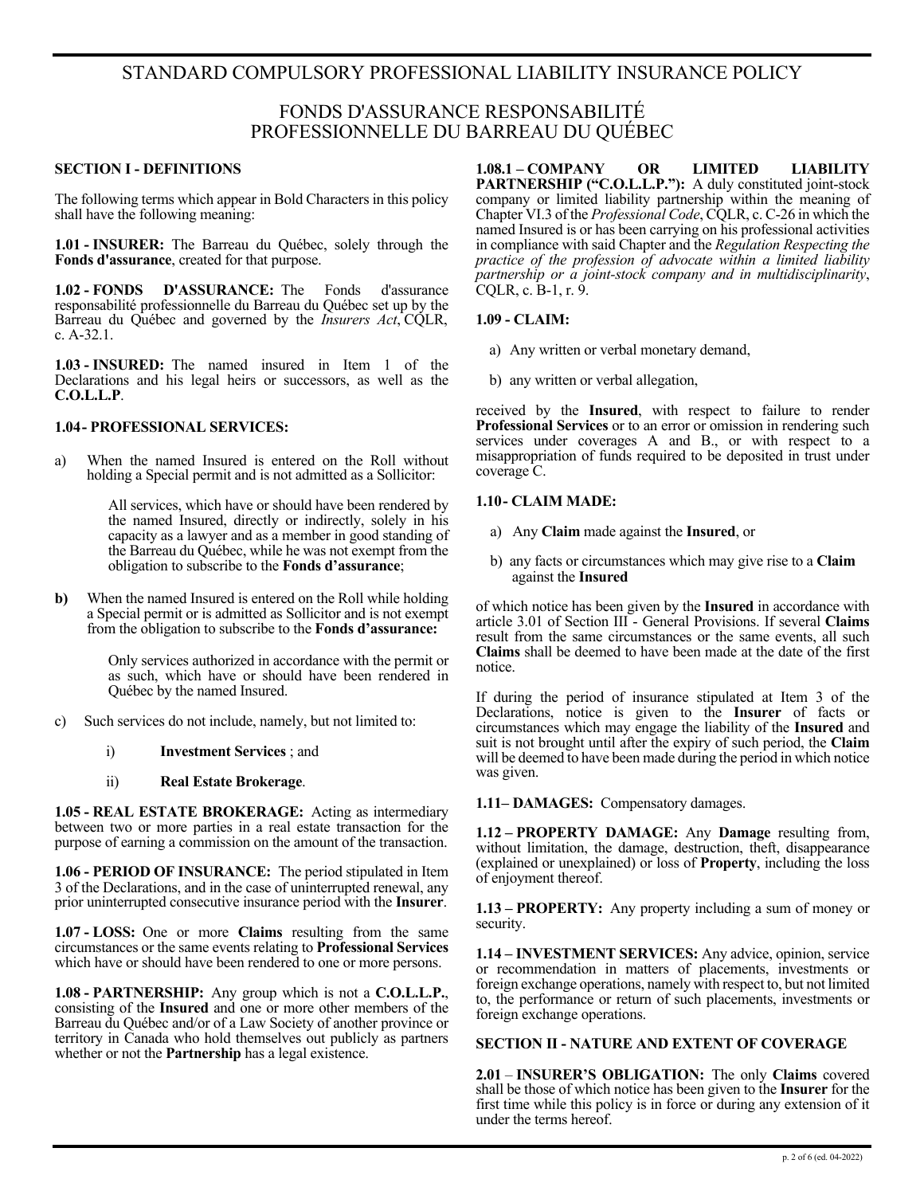# STANDARD COMPULSORY PROFESSIONAL LIABILITY INSURANCE POLICY

## FONDS D'ASSURANCE RESPONSABILITÉ PROFESSIONNELLE DU BARREAU DU QUÉBEC

### SECTION I - DEFINITIONS

The following terms which appear in Bold Characters in this policy shall have the following meaning:

**1.01 - INSURER:** The Barreau du Québec, solely through the **Fonds d'assurance**, created for that purpose.

**1.02 - FONDS D'ASSURANCE:** The Fonds d'assurance responsabilité professionnelle du Barreau du Québec set up by the Barreau du Québec and governed by the *Insurers Act*, CQLR, c. A-32.1.

**1.03 - INSURED:** The named insured in Item 1 of the Declarations and his legal heirs or successors, as well as the **C.O.L.L.P**.

**1.04 - PROFESSIONAL SERVICES:**

a) When the named Insured is entered on the Roll without holding a Special permit and is not admitted as a Sollicitor:

   All services, which have or should have been rendered by the named Insured, directly or indirectly, solely in his capacity as a lawyer and as a member in good standing of the Barreau du Québec, while he was not exempt from the obligation to subscribe to the **Fonds d'assurance**;

**b)** When the named Insured is entered on the Roll while holding a Special permit or is admitted as Sollicitor and is not exempt from the obligation to subscribe to the **Fonds d'assurance:**

   Only services authorized in accordance with the permit or as such, which have or should have been rendered in Québec by the named Insured.

c) Such services do not include, namely, but not limited to:

   i) **Investment Services** ; and

   ii) **Real Estate Brokerage**.

**1.05 - REAL ESTATE BROKERAGE:** Acting as intermediary between two or more parties in a real estate transaction for the purpose of earning a commission on the amount of the transaction.

**1.06 - PERIOD OF INSURANCE:** The period stipulated in Item 3 of the Declarations, and in the case of uninterrupted renewal, any prior uninterrupted consecutive insurance period with the **Insurer**.

**1.07 - LOSS:** One or more **Claims** resulting from the same circumstances or the same events relating to **Professional Services** which have or should have been rendered to one or more persons.

**1.08 - PARTNERSHIP:** Any group which is not a **C.O.L.L.P.**, consisting of the **Insured** and one or more other members of the Barreau du Québec and/or of a Law Society of another province or territory in Canada who hold themselves out publicly as partners whether or not the **Partnership** has a legal existence.

**1.08.1 – COMPANY OR LIMITED LIABILITY PARTNERSHIP ("C.O.L.L.P."):** A duly constituted joint-stock company or limited liability partnership within the meaning of Chapter VI.3 of the *Professional Code*, CQLR, c. C-26 in which the named Insured is or has been carrying on his professional activities in compliance with said Chapter and the *Regulation Respecting the practice of the profession of advocate within a limited liability partnership or a joint-stock company and in multidisciplinarity*, CQLR, c. B-1, r. 9.

**1.09 - CLAIM:**

a) Any written or verbal monetary demand,

b) any written or verbal allegation,

received by the **Insured**, with respect to failure to render **Professional Services** or to an error or omission in rendering such services under coverages A and B., or with respect to a misappropriation of funds required to be deposited in trust under coverage C.

**1.10 - CLAIM MADE:**

a) Any **Claim** made against the **Insured**, or

b) any facts or circumstances which may give rise to a **Claim** against the **Insured**

of which notice has been given by the **Insured** in accordance with article 3.01 of Section III - General Provisions. If several **Claims** result from the same circumstances or the same events, all such **Claims** shall be deemed to have been made at the date of the first notice.

If during the period of insurance stipulated at Item 3 of the Declarations, notice is given to the **Insurer** of facts or circumstances which may engage the liability of the **Insured** and suit is not brought until after the expiry of such period, the **Claim** will be deemed to have been made during the period in which notice was given.

**1.11 – DAMAGES:** Compensatory damages.

**1.12 – PROPERTY DAMAGE:** Any **Damage** resulting from, without limitation, the damage, destruction, theft, disappearance (explained or unexplained) or loss of **Property**, including the loss of enjoyment thereof.

**1.13 – PROPERTY:** Any property including a sum of money or security.

**1.14 – INVESTMENT SERVICES:** Any advice, opinion, service or recommendation in matters of placements, investments or foreign exchange operations, namely with respect to, but not limited to, the performance or return of such placements, investments or foreign exchange operations.

### SECTION II - NATURE AND EXTENT OF COVERAGE

**2.01 – INSURER'S OBLIGATION:** The only **Claims** covered shall be those of which notice has been given to the **Insurer** for the first time while this policy is in force or during any extension of it under the terms hereof.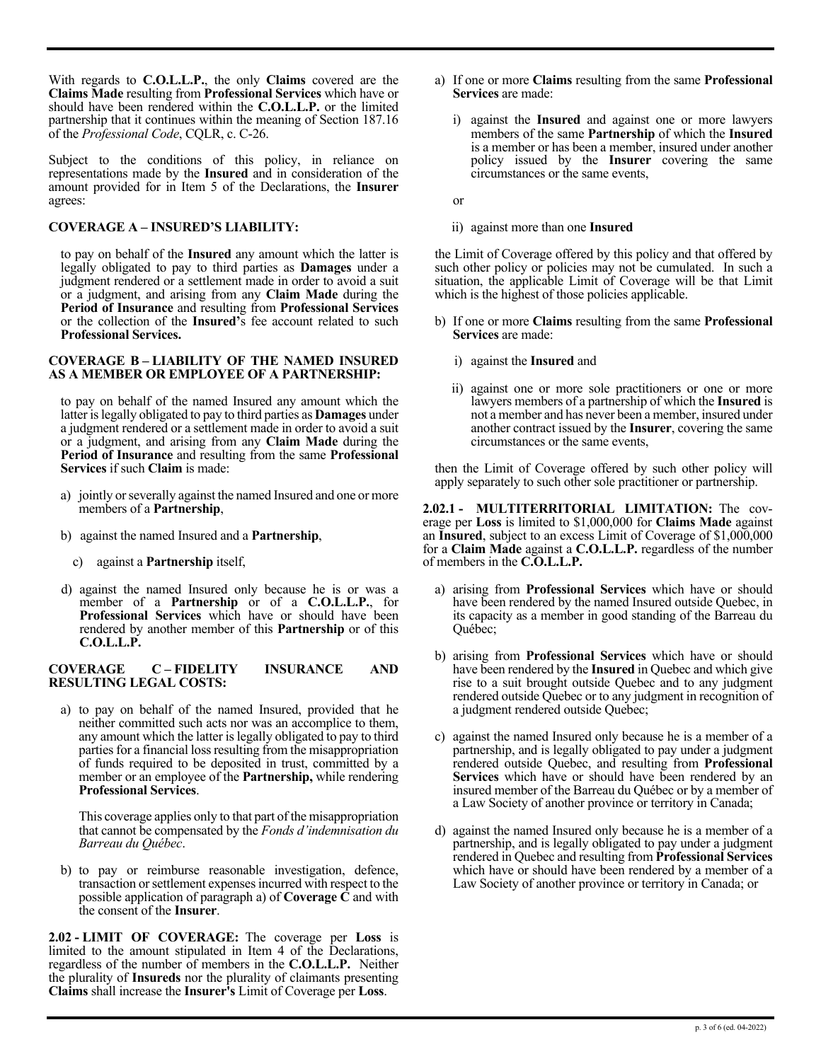With regards to **C.O.L.L.P.**, the only **Claims** covered are the **Claims Made** resulting from **Professional Services** which have or should have been rendered within the **C.O.L.L.P.** or the limited partnership that it continues within the meaning of Section 187.16 of the *Professional Code*, CQLR, c. C-26.

Subject to the conditions of this policy, in reliance on representations made by the **Insured** and in consideration of the amount provided for in Item 5 of the Declarations, the **Insurer** agrees:

**COVERAGE A – INSURED'S LIABILITY:**

to pay on behalf of the **Insured** any amount which the latter is legally obligated to pay to third parties as **Damages** under a judgment rendered or a settlement made in order to avoid a suit or a judgment, and arising from any **Claim Made** during the **Period of Insurance** and resulting from **Professional Services** or the collection of the **Insured'**s fee account related to such **Professional Services.**

**COVERAGE B – LIABILITY OF THE NAMED INSURED AS A MEMBER OR EMPLOYEE OF A PARTNERSHIP:**

to pay on behalf of the named Insured any amount which the latter is legally obligated to pay to third parties as **Damages** under a judgment rendered or a settlement made in order to avoid a suit or a judgment, and arising from any **Claim Made** during the **Period of Insurance** and resulting from the same **Professional Services** if such **Claim** is made:

a) jointly or severally against the named Insured and one or more members of a **Partnership**,

b) against the named Insured and a **Partnership**,

c) against a **Partnership** itself,

d) against the named Insured only because he is or was a member of a **Partnership** or of a **C.O.L.L.P.**, for **Professional Services** which have or should have been rendered by another member of this **Partnership** or of this **C.O.L.L.P.**

**COVERAGE C – FIDELITY INSURANCE AND RESULTING LEGAL COSTS:**

a) to pay on behalf of the named Insured, provided that he neither committed such acts nor was an accomplice to them, any amount which the latter is legally obligated to pay to third parties for a financial loss resulting from the misappropriation of funds required to be deposited in trust, committed by a member or an employee of the **Partnership,** while rendering **Professional Services**.

   This coverage applies only to that part of the misappropriation that cannot be compensated by the *Fonds d'indemnisation du Barreau du Québec*.

b) to pay or reimburse reasonable investigation, defence, transaction or settlement expenses incurred with respect to the possible application of paragraph a) of **Coverage C** and with the consent of the **Insurer**.

**2.02 - LIMIT OF COVERAGE:** The coverage per **Loss** is limited to the amount stipulated in Item 4 of the Declarations, regardless of the number of members in the **C.O.L.L.P.** Neither the plurality of **Insureds** nor the plurality of claimants presenting **Claims** shall increase the **Insurer's** Limit of Coverage per **Loss**.

a) If one or more **Claims** resulting from the same **Professional Services** are made:

   i) against the **Insured** and against one or more lawyers members of the same **Partnership** of which the **Insured** is a member or has been a member, insured under another policy issued by the **Insurer** covering the same circumstances or the same events,

   or

   ii) against more than one **Insured**

the Limit of Coverage offered by this policy and that offered by such other policy or policies may not be cumulated. In such a situation, the applicable Limit of Coverage will be that Limit which is the highest of those policies applicable.

b) If one or more **Claims** resulting from the same **Professional Services** are made:

   i) against the **Insured** and

   ii) against one or more sole practitioners or one or more lawyers members of a partnership of which the **Insured** is not a member and has never been a member, insured under another contract issued by the **Insurer**, covering the same circumstances or the same events,

then the Limit of Coverage offered by such other policy will apply separately to such other sole practitioner or partnership.

**2.02.1 - MULTITERRITORIAL LIMITATION:** The coverage per **Loss** is limited to $1,000,000 for **Claims Made** against an **Insured**, subject to an excess Limit of Coverage of $1,000,000 for a **Claim Made** against a **C.O.L.L.P.** regardless of the number of members in the **C.O.L.L.P.**

a) arising from **Professional Services** which have or should have been rendered by the named Insured outside Quebec, in its capacity as a member in good standing of the Barreau du Québec;

b) arising from **Professional Services** which have or should have been rendered by the **Insured** in Quebec and which give rise to a suit brought outside Quebec and to any judgment rendered outside Quebec or to any judgment in recognition of a judgment rendered outside Quebec;

c) against the named Insured only because he is a member of a partnership, and is legally obligated to pay under a judgment rendered outside Quebec, and resulting from **Professional Services** which have or should have been rendered by an insured member of the Barreau du Québec or by a member of a Law Society of another province or territory in Canada;

d) against the named Insured only because he is a member of a partnership, and is legally obligated to pay under a judgment rendered in Quebec and resulting from **Professional Services** which have or should have been rendered by a member of a Law Society of another province or territory in Canada; or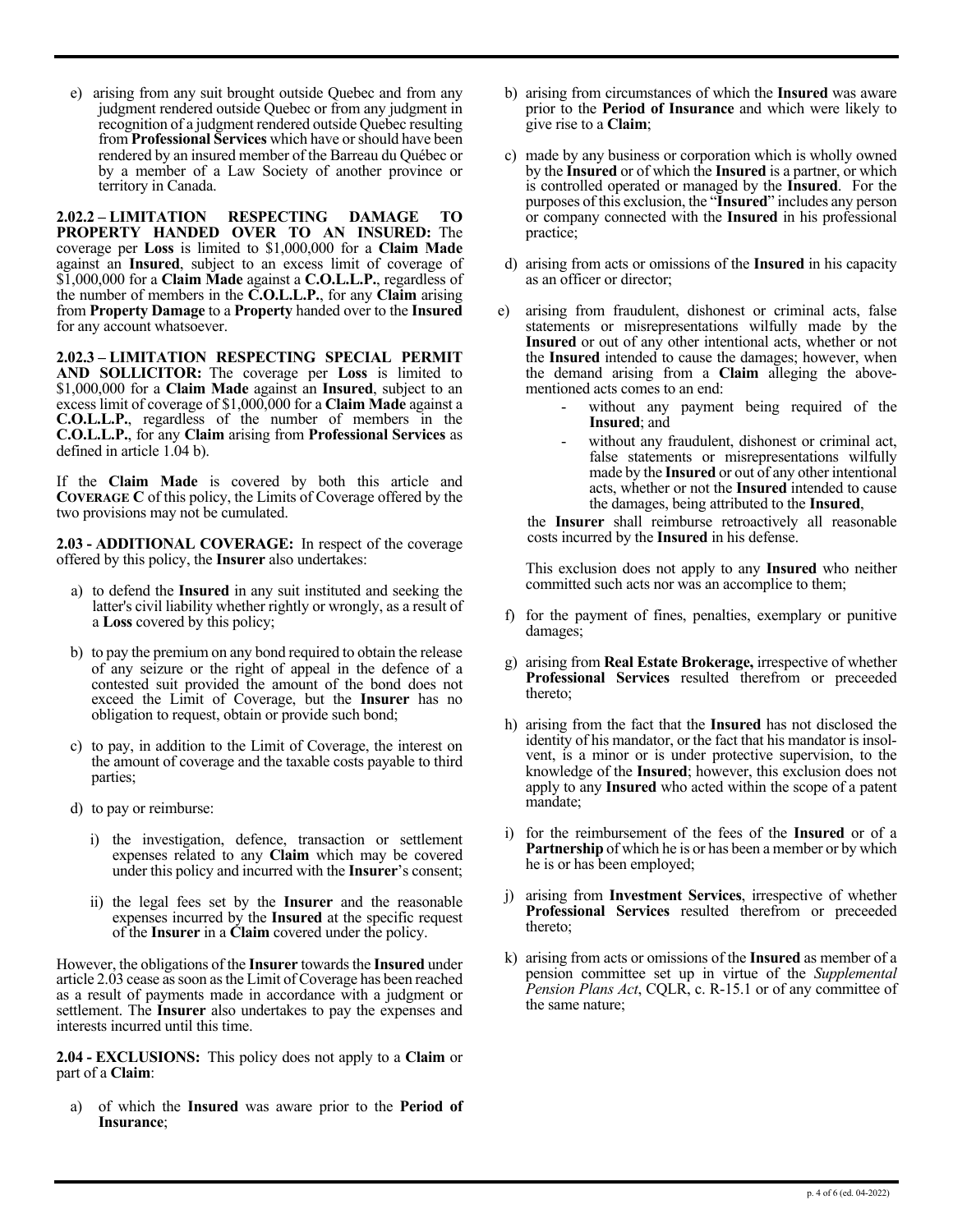e) arising from any suit brought outside Quebec and from any judgment rendered outside Quebec or from any judgment in recognition of a judgment rendered outside Quebec resulting from **Professional Services** which have or should have been rendered by an insured member of the Barreau du Québec or by a member of a Law Society of another province or territory in Canada.

**2.02.2 – LIMITATION RESPECTING DAMAGE TO PROPERTY HANDED OVER TO AN INSURED:** The coverage per **Loss** is limited to $1,000,000 for a **Claim Made** against an **Insured**, subject to an excess limit of coverage of $1,000,000 for a **Claim Made** against a **C.O.L.L.P.**, regardless of the number of members in the **C.O.L.L.P.**, for any **Claim** arising from **Property Damage** to a **Property** handed over to the **Insured** for any account whatsoever.

**2.02.3 – LIMITATION RESPECTING SPECIAL PERMIT AND SOLLICITOR:** The coverage per **Loss** is limited to $1,000,000 for a **Claim Made** against an **Insured**, subject to an excess limit of coverage of $1,000,000 for a **Claim Made** against a **C.O.L.L.P.**, regardless of the number of members in the **C.O.L.L.P.**, for any **Claim** arising from **Professional Services** as defined in article 1.04 b).

If the **Claim Made** is covered by both this article and **COVERAGE C** of this policy, the Limits of Coverage offered by the two provisions may not be cumulated.

**2.03 - ADDITIONAL COVERAGE:** In respect of the coverage offered by this policy, the **Insurer** also undertakes:

a) to defend the **Insured** in any suit instituted and seeking the latter's civil liability whether rightly or wrongly, as a result of a **Loss** covered by this policy;

b) to pay the premium on any bond required to obtain the release of any seizure or the right of appeal in the defence of a contested suit provided the amount of the bond does not exceed the Limit of Coverage, but the **Insurer** has no obligation to request, obtain or provide such bond;

c) to pay, in addition to the Limit of Coverage, the interest on the amount of coverage and the taxable costs payable to third parties;

d) to pay or reimburse:

   i) the investigation, defence, transaction or settlement expenses related to any **Claim** which may be covered under this policy and incurred with the **Insurer**'s consent;

   ii) the legal fees set by the **Insurer** and the reasonable expenses incurred by the **Insured** at the specific request of the **Insurer** in a **Claim** covered under the policy.

However, the obligations of the **Insurer** towards the **Insured** under article 2.03 cease as soon as the Limit of Coverage has been reached as a result of payments made in accordance with a judgment or settlement. The **Insurer** also undertakes to pay the expenses and interests incurred until this time.

**2.04 - EXCLUSIONS:** This policy does not apply to a **Claim** or part of a **Claim**:

a) of which the **Insured** was aware prior to the **Period of Insurance**;

b) arising from circumstances of which the **Insured** was aware prior to the **Period of Insurance** and which were likely to give rise to a **Claim**;

c) made by any business or corporation which is wholly owned by the **Insured** or of which the **Insured** is a partner, or which is controlled operated or managed by the **Insured**. For the purposes of this exclusion, the "**Insured**" includes any person or company connected with the **Insured** in his professional practice;

d) arising from acts or omissions of the **Insured** in his capacity as an officer or director;

e) arising from fraudulent, dishonest or criminal acts, false statements or misrepresentations wilfully made by the **Insured** or out of any other intentional acts, whether or not the **Insured** intended to cause the damages; however, when the demand arising from a **Claim** alleging the above-mentioned acts comes to an end:
   - without any payment being required of the **Insured**; and
   - without any fraudulent, dishonest or criminal act, false statements or misrepresentations wilfully made by the **Insured** or out of any other intentional acts, whether or not the **Insured** intended to cause the damages, being attributed to the **Insured**,

   the **Insurer** shall reimburse retroactively all reasonable costs incurred by the **Insured** in his defense.

   This exclusion does not apply to any **Insured** who neither committed such acts nor was an accomplice to them;

f) for the payment of fines, penalties, exemplary or punitive damages;

g) arising from **Real Estate Brokerage,** irrespective of whether **Professional Services** resulted therefrom or preceeded thereto;

h) arising from the fact that the **Insured** has not disclosed the identity of his mandator, or the fact that his mandator is insolvent, is a minor or is under protective supervision, to the knowledge of the **Insured**; however, this exclusion does not apply to any **Insured** who acted within the scope of a patent mandate;

i) for the reimbursement of the fees of the **Insured** or of a **Partnership** of which he is or has been a member or by which he is or has been employed;

j) arising from **Investment Services**, irrespective of whether **Professional Services** resulted therefrom or preceeded thereto;

k) arising from acts or omissions of the **Insured** as member of a pension committee set up in virtue of the *Supplemental Pension Plans Act*, CQLR, c. R-15.1 or of any committee of the same nature;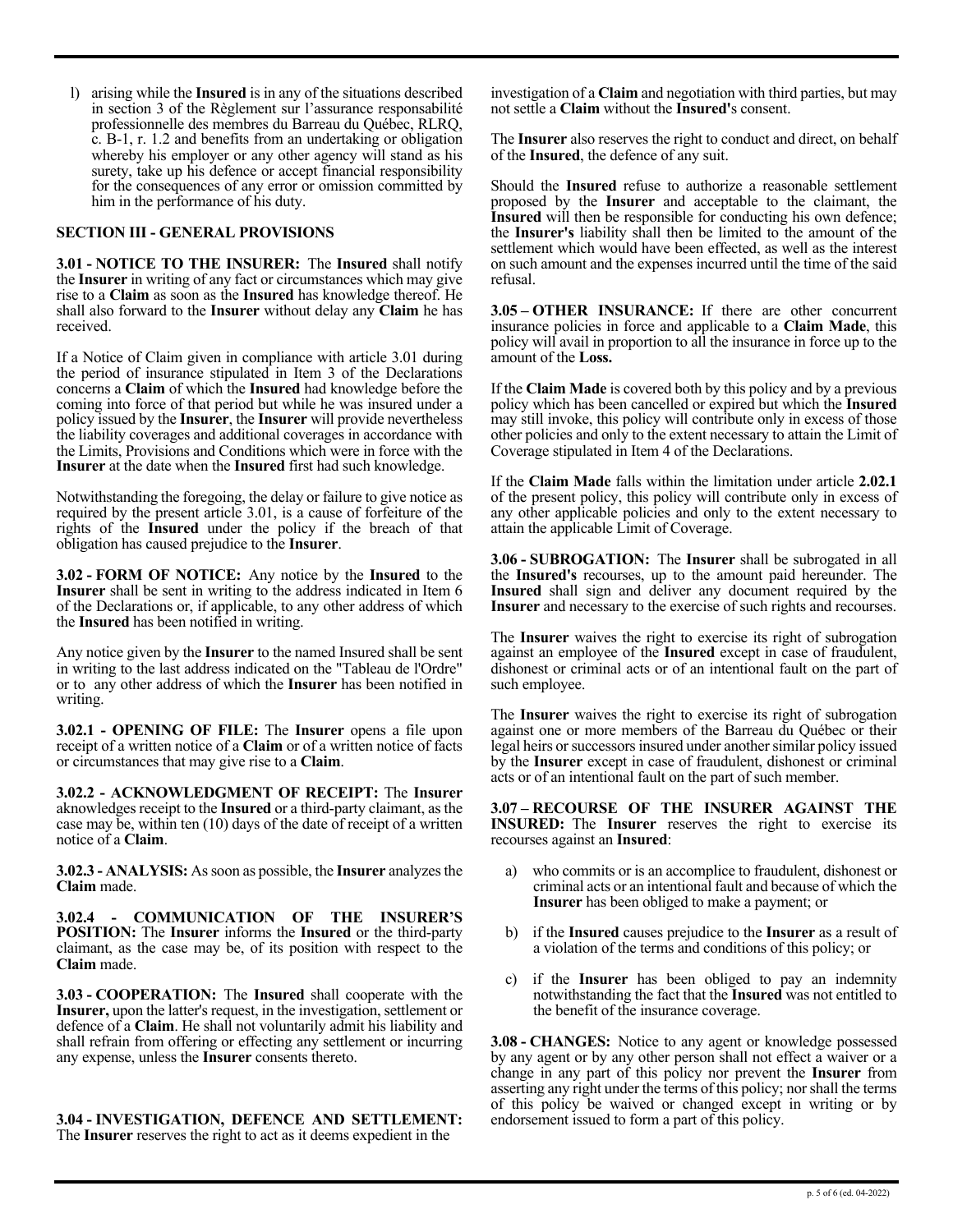l) arising while the **Insured** is in any of the situations described in section 3 of the Règlement sur l'assurance responsabilité professionnelle des membres du Barreau du Québec, RLRQ, c. B-1, r. 1.2 and benefits from an undertaking or obligation whereby his employer or any other agency will stand as his surety, take up his defence or accept financial responsibility for the consequences of any error or omission committed by him in the performance of his duty.

## SECTION III - GENERAL PROVISIONS

**3.01 - NOTICE TO THE INSURER:** The **Insured** shall notify the **Insurer** in writing of any fact or circumstances which may give rise to a **Claim** as soon as the **Insured** has knowledge thereof. He shall also forward to the **Insurer** without delay any **Claim** he has received.

If a Notice of Claim given in compliance with article 3.01 during the period of insurance stipulated in Item 3 of the Declarations concerns a **Claim** of which the **Insured** had knowledge before the coming into force of that period but while he was insured under a policy issued by the **Insurer**, the **Insurer** will provide nevertheless the liability coverages and additional coverages in accordance with the Limits, Provisions and Conditions which were in force with the **Insurer** at the date when the **Insured** first had such knowledge.

Notwithstanding the foregoing, the delay or failure to give notice as required by the present article 3.01, is a cause of forfeiture of the rights of the **Insured** under the policy if the breach of that obligation has caused prejudice to the **Insurer**.

**3.02 - FORM OF NOTICE:** Any notice by the **Insured** to the **Insurer** shall be sent in writing to the address indicated in Item 6 of the Declarations or, if applicable, to any other address of which the **Insured** has been notified in writing.

Any notice given by the **Insurer** to the named Insured shall be sent in writing to the last address indicated on the "Tableau de l'Ordre" or to any other address of which the **Insurer** has been notified in writing.

**3.02.1 - OPENING OF FILE:** The **Insurer** opens a file upon receipt of a written notice of a **Claim** or of a written notice of facts or circumstances that may give rise to a **Claim**.

**3.02.2 - ACKNOWLEDGMENT OF RECEIPT:** The **Insurer** aknowledges receipt to the **Insured** or a third-party claimant, as the case may be, within ten (10) days of the date of receipt of a written notice of a **Claim**.

**3.02.3 - ANALYSIS:** As soon as possible, the **Insurer** analyzes the **Claim** made.

**3.02.4 - COMMUNICATION OF THE INSURER'S POSITION:** The **Insurer** informs the **Insured** or the third-party claimant, as the case may be, of its position with respect to the **Claim** made.

**3.03 - COOPERATION:** The **Insured** shall cooperate with the **Insurer,** upon the latter's request, in the investigation, settlement or defence of a **Claim**. He shall not voluntarily admit his liability and shall refrain from offering or effecting any settlement or incurring any expense, unless the **Insurer** consents thereto.

**3.04 - INVESTIGATION, DEFENCE AND SETTLEMENT:** The **Insurer** reserves the right to act as it deems expedient in the investigation of a **Claim** and negotiation with third parties, but may not settle a **Claim** without the **Insured'**s consent.

The **Insurer** also reserves the right to conduct and direct, on behalf of the **Insured**, the defence of any suit.

Should the **Insured** refuse to authorize a reasonable settlement proposed by the **Insurer** and acceptable to the claimant, the **Insured** will then be responsible for conducting his own defence; the **Insurer's** liability shall then be limited to the amount of the settlement which would have been effected, as well as the interest on such amount and the expenses incurred until the time of the said refusal.

**3.05 – OTHER INSURANCE:** If there are other concurrent insurance policies in force and applicable to a **Claim Made**, this policy will avail in proportion to all the insurance in force up to the amount of the **Loss.**

If the **Claim Made** is covered both by this policy and by a previous policy which has been cancelled or expired but which the **Insured** may still invoke, this policy will contribute only in excess of those other policies and only to the extent necessary to attain the Limit of Coverage stipulated in Item 4 of the Declarations.

If the **Claim Made** falls within the limitation under article **2.02.1** of the present policy, this policy will contribute only in excess of any other applicable policies and only to the extent necessary to attain the applicable Limit of Coverage.

**3.06 - SUBROGATION:** The **Insurer** shall be subrogated in all the **Insured's** recourses, up to the amount paid hereunder. The **Insured** shall sign and deliver any document required by the **Insurer** and necessary to the exercise of such rights and recourses.

The **Insurer** waives the right to exercise its right of subrogation against an employee of the **Insured** except in case of fraudulent, dishonest or criminal acts or of an intentional fault on the part of such employee.

The **Insurer** waives the right to exercise its right of subrogation against one or more members of the Barreau du Québec or their legal heirs or successors insured under another similar policy issued by the **Insurer** except in case of fraudulent, dishonest or criminal acts or of an intentional fault on the part of such member.

**3.07 – RECOURSE OF THE INSURER AGAINST THE INSURED:** The **Insurer** reserves the right to exercise its recourses against an **Insured**:

a) who commits or is an accomplice to fraudulent, dishonest or criminal acts or an intentional fault and because of which the **Insurer** has been obliged to make a payment; or

b) if the **Insured** causes prejudice to the **Insurer** as a result of a violation of the terms and conditions of this policy; or

c) if the **Insurer** has been obliged to pay an indemnity notwithstanding the fact that the **Insured** was not entitled to the benefit of the insurance coverage.

**3.08 - CHANGES:** Notice to any agent or knowledge possessed by any agent or by any other person shall not effect a waiver or a change in any part of this policy nor prevent the **Insurer** from asserting any right under the terms of this policy; nor shall the terms of this policy be waived or changed except in writing or by endorsement issued to form a part of this policy.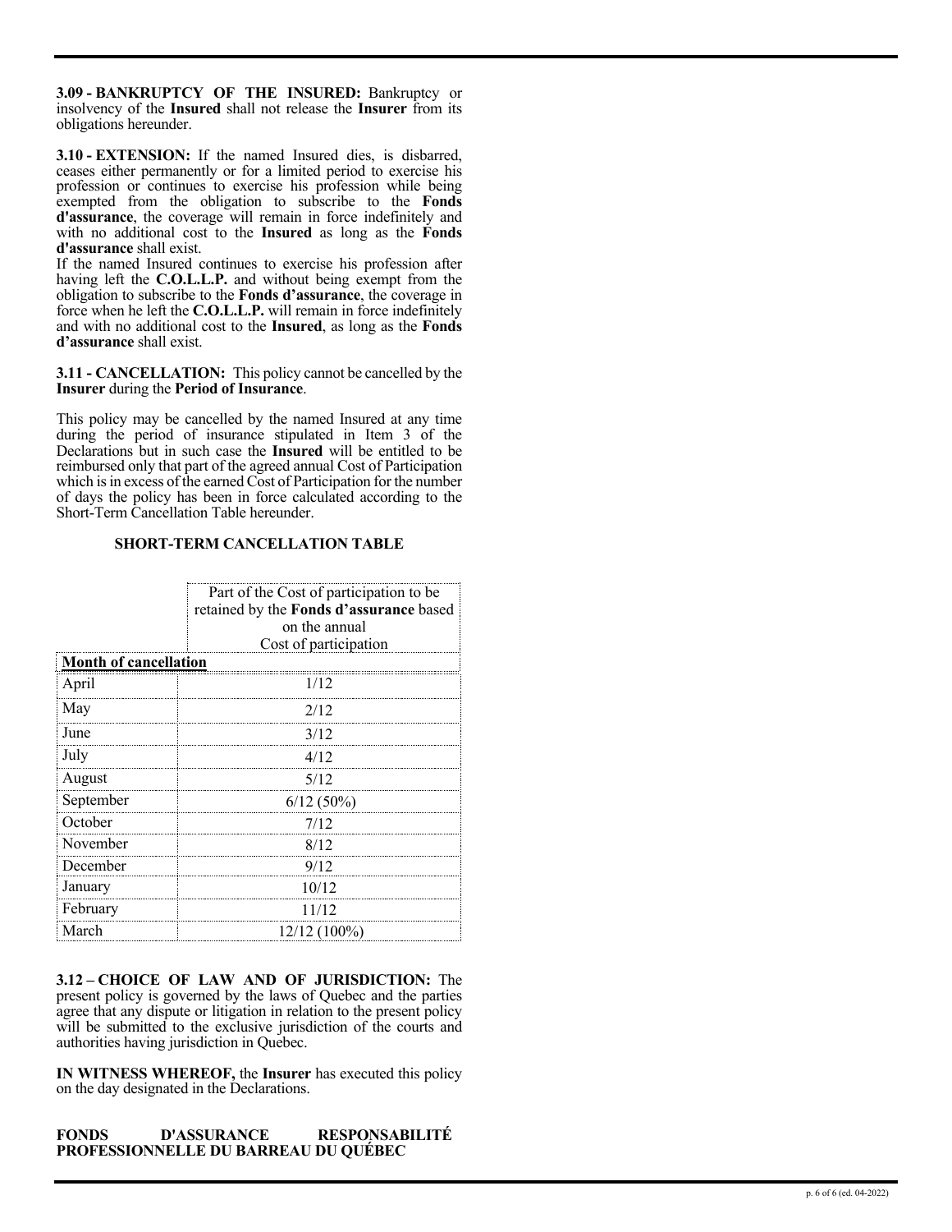**3.09 - BANKRUPTCY OF THE INSURED:** Bankruptcy or insolvency of the **Insured** shall not release the **Insurer** from its obligations hereunder.

**3.10 - EXTENSION:** If the named Insured dies, is disbarred, ceases either permanently or for a limited period to exercise his profession or continues to exercise his profession while being exempted from the obligation to subscribe to the **Fonds d'assurance**, the coverage will remain in force indefinitely and with no additional cost to the **Insured** as long as the **Fonds d'assurance** shall exist.

If the named Insured continues to exercise his profession after having left the **C.O.L.L.P.** and without being exempt from the obligation to subscribe to the **Fonds d'assurance**, the coverage in force when he left the **C.O.L.L.P.** will remain in force indefinitely and with no additional cost to the **Insured**, as long as the **Fonds d'assurance** shall exist.

**3.11 - CANCELLATION:** This policy cannot be cancelled by the **Insurer** during the **Period of Insurance**.

This policy may be cancelled by the named Insured at any time during the period of insurance stipulated in Item 3 of the Declarations but in such case the **Insured** will be entitled to be reimbursed only that part of the agreed annual Cost of Participation which is in excess of the earned Cost of Participation for the number of days the policy has been in force calculated according to the Short-Term Cancellation Table hereunder.

**SHORT-TERM CANCELLATION TABLE**

| **Month of cancellation** | Part of the Cost of participation to be retained by the **Fonds d'assurance** based on the annual Cost of participation |
|---|---|
| April | 1/12 |
| May | 2/12 |
| June | 3/12 |
| July | 4/12 |
| August | 5/12 |
| September | 6/12 (50%) |
| October | 7/12 |
| November | 8/12 |
| December | 9/12 |
| January | 10/12 |
| February | 11/12 |
| March | 12/12 (100%) |

**3.12 – CHOICE OF LAW AND OF JURISDICTION:** The present policy is governed by the laws of Quebec and the parties agree that any dispute or litigation in relation to the present policy will be submitted to the exclusive jurisdiction of the courts and authorities having jurisdiction in Quebec.

**IN WITNESS WHEREOF,** the **Insurer** has executed this policy on the day designated in the Declarations.

**FONDS D'ASSURANCE RESPONSABILITÉ PROFESSIONNELLE DU BARREAU DU QUÉBEC**